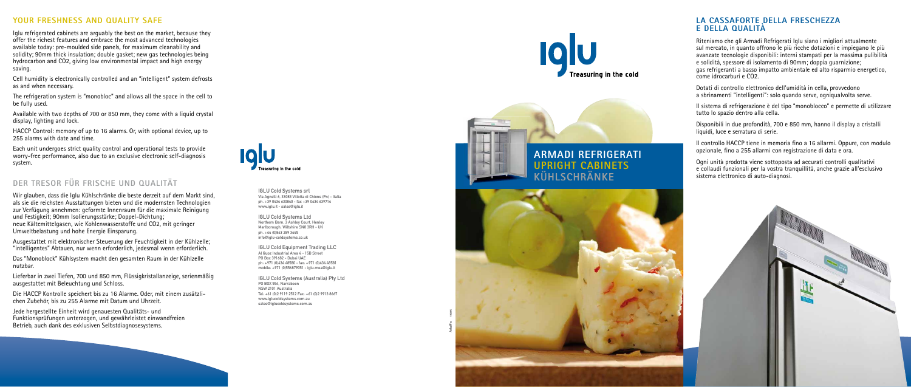## YOUR FRESHNESS AND QUALITY SAFE

Iglu refrigerated cabinets are arguably the best on the market, because they offer the richest features and embrace the most advanced technologies available today: pre-moulded side panels, for maximum cleanability and solidity; 90mm thick insulation; double gasket; new gas technologies being hydrocarbon and CO2, giving low environmental impact and high energy saving.

Cell humidity is electronically controlled and an "intelligent" system defrosts as and when necessary.

The refrigeration system is "monobloc" and allows all the space in the cell to be fully used.

Available with two depths of 700 or 850 mm, they come with a liquid crystal display, lighting and lock.

HACCP Control: memory of up to 16 alarms. Or, with optional device, up to 255 alarms with date and time.

Each unit undergoes strict quality control and operational tests to provide worry-free performance, also due to an exclusive electronic self-diagnosis system.

## DER TRESOR FÜR FRISCHE UND QUALITÄT

Wir glauben, dass die Iglu Kühlschränke die beste derzeit auf dem Markt sind, als sie die reichsten Ausstattungen bieten und die modernsten Technologien zur Verfügung annehmen: geformte Innenraum für die maximale Reinigung und Festigkeit; 90mm Isolierungsstärke; Doppel-Dichtung; neue Kältemittelgasen, wie Kohlenwasserstoffe und CO2, mit geringer Umweltbelastung und hohe Energie Einsparung.

Ausgestattet mit elektronischer Steuerung der Feuchtigkeit in der Kühlzelle; "intelligentes" Abtauen, nur wenn erforderlich, jedesmal wenn erforderlich.

Das "Monoblock" Kühlsystem macht den gesamten Raum in der Kühlzelle nutzbar.

Lieferbar in zwei Tiefen, 700 und 850 mm, Flüssigkristallanzeige, serienmäßig ausgestattet mit Beleuchtung und Schloss.

Die HACCP Kontrolle speichert bis zu 16 Alarme. Oder, mit einem zusätzlichen Zubehör, bis zu 255 Alarme mit Datum und Uhrzeit.

Jede hergestellte Einheit wird genauesten Qualitäts- und Funktionsprüfungen unterzogen, und gewährleistet einwandfreien Betrieb, auch dank des exklusiven Selbstdiagnosesystems.

Iglu
Treasuring in the cold

**IGLU Cold Systems srl**
Via Agnelli 6, 33083 Villotta di Chions (Pn) - Italia
ph. +39 0434 630860 - fax +39 0434 639714
www.iglu.it - sales@iglu.it

**IGLU Cold Systems Ltd**
Northern Barn. 3 Ashley Court. Henley
Marlborough. Wiltshire SN8 3RH - UK
ph. +44 (0)843 289 3445
info@iglu-coldsystems.co.uk

**IGLU Cold Equipment Trading LLC**
Al Quoz Industrial Area 4 - 15B Street
PO Box 391682 - Dubai UAE
ph. +971 (0)434 48580 - fax. +971 (0)434 48581
mobile. +971 (0)556879051 - iglu.mea@iglu.it

**IGLU Cold Systems (Australia) Pty Ltd**
PO BOX 554, Narrabeen
NSW 2101 Australia
Tel. +61 (0)2 9119 2512 Fax. +61 (0)2 9913 8667
www.iglucoldsystems.com.au
sales@iglucoldsystems.com.au

Iglu
Treasuring in the cold

# ARMADI REFRIGERATI
# UPRIGHT CABINETS
# KÜHLSCHRÄNKE

## LA CASSAFORTE DELLA FRESCHEZZA E DELLA QUALITÀ

Riteniamo che gli Armadi Refrigerati Iglu siano i migliori attualmente sul mercato, in quanto offrono le più ricche dotazioni e impiegano le più avanzate tecnologie disponibili: interni stampati per la massima pulibilità e solidità, spessore di isolamento di 90mm; doppia guarnizione; gas refrigeranti a basso impatto ambientale ed alto risparmio energetico, come idrocarburi e CO2.

Dotati di controllo elettronico dell'umidità in cella, provvedono a sbrinamenti "intelligenti": solo quando serve, ogniqualvolta serve.

Il sistema di refrigerazione è del tipo "monoblocco" e permette di utilizzare tutto lo spazio dentro alla cella.

Disponibili in due profondità, 700 e 850 mm, hanno il display a cristalli liquidi, luce e serratura di serie.

Il controllo HACCP tiene in memoria fino a 16 allarmi. Oppure, con modulo opzionale, fino a 255 allarmi con registrazione di data e ora.

Ogni unità prodotta viene sottoposta ad accurati controlli qualitativi e collaudi funzionali per la vostra tranquillità, anche grazie all'esclusivo sistema elettronico di auto-diagnosi.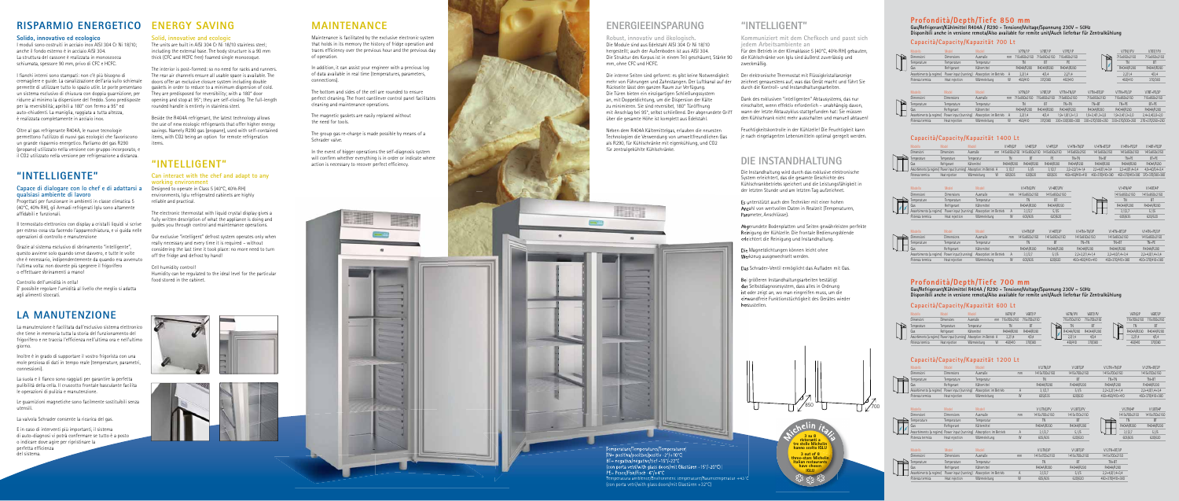# RISPARMIO ENERGETICO

**Solido, innovativo ed ecologico**

I moduli sono costruiti in acciaio inox AISI 304 Cr Ni 18/10; anche il fondo interno è in acciaio AISI 304. La struttura del cassone è realizzata in monoscocca schiumata, spessore 90 mm, privo di CFC e HCFC.

I fianchi interni sono stampati: non c'è più bisogno di cremagliere e guide. La canalizzazione dell'aria sullo schienale permette di utilizzare tutto lo spazio utile. Le porte presentano un sistema esclusivo di chiusura con doppia guarnizione, per ridurre al minimo la dispersione del freddo. Sono predisposte per la reversibilità, apribili a 180° con fermo a 95° ed auto-chiudenti. La maniglia, raggiata a tutta altezza, è realizzata completamente in acciaio inox.

Oltre al gas refrigerante R404A, le nuove tecnologie permettono l'utilizzo di nuovi gas ecologici che favoriscono un grande risparmio energetico. Parliamo del gas R290 (propano) utilizzato nella versione con gruppo incorporato, e il CO2 utilizzato nella versione per refrigerazione a distanza.

# "INTELLIGENTE"

**Capace di dialogare con lo chef e di adattarsi a qualsiasi ambiente di lavoro**

Progettati per funzionare in ambienti in classe climatica 5 (40°C, 40% RH), gli Armadi refrigerati Iglu sono altamente affidabili e funzionali.

Il termostato elettronico con display a cristalli liquidi vi scrive per esteso cosa sta facendo l'apparecchiatura, e vi guida nelle operazioni di controllo e manutenzione.

Grazie al sistema esclusivo di sbrinamento "intelligente", questo avviene solo quando serve davvero, e tutte le volte che è necessario, indipendentemente da quando sia avvenuto l'ultima volta: non dovrete più spegnere il frigorifero o effettuare sbrinamenti a mano!

Controllo dell'umidità in cella!

E' possibile regolare l'umidità al livello che meglio si adatta agli alimenti stoccati.

# LA MANUTENZIONE

La manutenzione è facilitata dall'esclusivo sistema elettronico che tiene in memoria tutta la storia del funzionamento del frigorifero e ne traccia l'efficienza nell'ultima ora e nell'ultimo giorno.

Inoltre è in grado di supportare il vostro frigorista con una mole preziosa di dati in tempo reale (temperature, parametri, connessioni).

La suola e il fianco sono raggiati per garantire la perfetta pulibilità della cella. Il cruscotto frontale basculante facilita le operazioni di pulizia e manutenzione.

Le guarnizioni magnetiche sono facilmente sostituibili senza utensili.

La valvola Schrader consente la ricarica del gas.

E in caso di interventi più importanti, il sistema di auto-diagnosi vi potrà confermare se tutto è a posto o indicare dove agire per ripristinare la perfetta efficienza del sistema.

# ENERGY SAVING

**Solid, innovative and ecologic**

The units are built in AISI 304 Cr Ni 18/10 stainless steel; including the external base. The body structure is a 90 mm thick (CFC and HCFC free) foamed single monocoque.

The interior is post-formed: so no need for racks and runners. The rear air channels ensure all usable space is available. The doors offer an exclusive closure system including double gaskets in order to reduce to a minimum dispersion of cold. They are predisposed for reversibility; with a 180° door opening and stop at 95°; they are self-closing. The full-length rounded handle is entirely in stainless steel.

Beside the R404A refrigerant, the latest technology allows the use of new ecologic refrigerants that offer higher energy savings. Namely R290 gas (propane), used with self-contained items, with CO2 being an option for remote refrigeration items.

# "INTELLIGENT"

**Can interact with the chef and adapt to any working environment**

Designed to operate in Class 5 (40°C, 40% RH) environments, Iglu refrigerated cabinets are highly reliable and practical.

The electronic thermostat with liquid crystal display gives a fully written description of what the appliance is doing and guides you through control and maintenance operations.

Our exclusive "intelligent" defrost system operates only when really necessary and every time it is required – without considering the last time it took place: no more need to turn off the fridge and defrost by hand!

Cell humidity control!

Humidity can be regulated to the ideal level for the particular food stored in the cabinet.

# MAINTENANCE

Maintenance is facilitated by the exclusive electronic system that holds in its memory the history of fridge operation and traces efficiency over the previous hour and the previous day of operation.

In addition, it can assist your engineer with a precious log of data available in real time (temperatures, parameters, connections).

The bottom and sides of the cell are rounded to ensure perfect cleaning. The front cantilever control panel facilitates cleaning and maintenance operations.

The magnetic gaskets are easily replaced without the need for tools.

The group gas re-charge is made possible by means of a Schrader valve.

In the event of bigger operations the self-diagnosis system will confirm whether everything is in order or indicate where action is necessary to recover perfect efficiency.

# ENERGIEEINSPARUNG

**Robust, innovativ und ökologisch.**

Die Module sind aus Edelstahl AISI 304 Cr Ni 18/10 hergestellt, auch der Außenboden ist aus AISI 304. Die Struktur des Korpus ist in einem Teil geschäumt, Stärke 90 mm, ohne CFC und HCFC.

Die interne Seiten sind geformt: es gibt keine Notwendigkeit mehr von Führungen und Zahnstangen. Der Luftkanal auf der Rückseite lässt den ganzen Raum zur Verfügung. Die Türen bieten ein einzigartigen Schließungssystem an, mit Doppeldichtung, um die Dispersion der Kälte zu minimieren. Sie sind reversibel, 180° Türöffnung mit Anschlag bei 95°, selbst schließend. Der abgerundete Griff über die gesamte Höhe ist komplett aus Edelstahl.

Neben dem R404A Kältemittelgas, erlauben die neuesten Technologien die Verwendung von umweltfreundlichen Gas als R290, für Kühlschränke mit eigenkühlung, und CO2 für zentralgekühlte Kühlschränke.

# "INTELLIGENT"

**Kommuniziert mit dem Chefkoch und passt sich jedem Arbeitsambiente an**

Für den Betrieb in der Klimaklasse 5 (40°C, 40% RH) gebauten, die Kühlschränke von Iglu sind äußerst zuverlässig und zweckmäßig.

Der elektronische Thermostat mit Flüssigkristallanzeige zeichnet genauestens auf, was das Gerät macht und führt Sie durch die Kontroll- und Instandhaltungsarbeiten.

Dank des exklusiven "intelligenten" Abtausystems, das nur einschaltet, wenn effektiv erforderlich – unabhängig davon, wann der letzte Abtauzyklus stattgefunden hat: Sie müssen den Kühlschrank nicht mehr ausschalten und manuell abtauen!

Feuchtigkeitskontrolle in der Kühlzelle! Die Feuchtigkeit kann je nach eingelagerten Lebensmitteln optimal geregelt werden.

# DIE INSTANDHALTUNG

Die Instandhaltung wird durch das exklusive elektronische System erleichtert, das die gesamte Geschichte des Kühlschrankbetriebs speichert und die Leistungsfähigkeit in der letzten Stunde und am letzten Tag aufzeichnet.

Es unterstützt auch den Techniker mit einer hohen Anzahl von wertvollen Daten in Realzeit (Temperaturen, Parameter, Anschlüsse).

Abgerundete Bodenplatten und Seiten gewährleisten perfekte Reinigung der Kühlzelle. Die frontale Bedienungsblende erleichtert die Reinigung und Instandhaltung.

Die Magnetdichtungen können leicht ohne Werkzeug ausgewechselt werden.

Das Schrader-Ventil ermöglicht das Aufladen mit Gas.

Bei größeren Instandhaltungsarbeiten bestätigt das Selbstdiagnosesystem, dass alles in Ordnung ist oder zeigt an, wo man eingreifen muss, um die einwandfreie Funktionstüchtigkeit des Gerätes wieder herzustellen.

Temperature/Temperatures/Temperaturen:
TN= positiva/positive/positiv -2°/+10°C
BT= negativa/negative/tief -15°/-22°C
(con porta vetri/with glass doors/mit Glastüren -15°/-20°C)
PE= Pesce/Fish/Fisch -6°/+4°C
Temperatura ambiente/Environment temperature/Raumtemperatur +43°C
(con porta vetri/with glass doors/mit Glastüren +32°C)

3 su 8 ristoranti a tre stelle Michelin hanno scelto IGLU
3 out of 8 three-stars Michelin Italian restaurants have chosen IGLU

850
700

## Profondità/Depth/Tiefe 850 mm

**Gas/Refrigerant/Kühlmittel R404A / R290 – Tensione/Voltage/Spannung 230V – 50Hz**
**Disponibili anche in versione remota/Also available for remote unit/Auch lieferbar für Zentralkühlung**

### Capacità/Capacity/Kapazität 700 Lt

| Modello | Model | Modell | | V7N/1P | V7BT/1P | V7PE/1P |
|---|---|---|---|---|---|---|
| Dimensioni | Dimensions | Ausmaße | mm | 715x850x2150 | 715x850x2150 | 715x850x2150 |
| Temperatura | Temperature | Temperatur | | TN | BT | PE |
| Gas | Refrigerant | Kühlmittel | | R404A/R290 | R404A/R290 | R404A/R290 |
| Assorbimento (a regime) | Power input (running) | Absorption im Betrieb | A | 2,2/1,4 | 4/3,4 | 2,2/1,4 |
| Potenza termica | Heat rejection | Wärmeleistung | W | 450/410 | 370/380 | 450/410 |

| Modello | Model | Modell | V7RS/1P | V7RS/1P |
|---|---|---|---|---|
| Dimensioni | Dimensions | Ausmaße | 715x850x2150 | 715x850x2150 |
| Temperatura | Temperature | Temperatur | TN | BT |
| Gas | Refrigerant | Kühlmittel | R404A/R290 | R404A/R290 |
| Assorbimento (a regime) | Power input (running) | Absorption im Betrieb | 2,2/1,4 | 4/3,4 |
| Potenza termica | Heat rejection | Wärmeleistung | 450/410 | 370/380 |

| Modello | Model | Modell | | V7TN/2P | V7BT/2P | V7TN+TN/2P | V7TN+BT/2P | V7TN+PE/2P | V7BT+PE/2P |
|---|---|---|---|---|---|---|---|---|---|
| Dimensioni | Dimensions | Ausmaße | mm | 715x850x2150 | 715x850x2150 | 715x850x2150 | 715x850x2150 | 715x850x2150 | 715x850x2150 |
| Temperatura | Temperature | Temperatur | | TN | BT | TN+TN | TN+BT | TN+PE | BT+PE |
| Gas | Refrigerant | Kühlmittel | | R404A/R290 | R404A/R290 | R404A/R290 | R404A/R290 | R404A/R290 | R404A/R290 |
| Assorbimento (a regime) | Power input (running) | Absorption im Betrieb | A | 2,2/1,4 | 4/3,4 | 1,0+1,0/1,0+1,0 | 1,0+2,4/1,0+2,0 | 1,0+1,0/1,0+1,0 | 2,4+2,4/2,4+2,0 |
| Potenza termica | Heat rejection | Wärmeleistung | W | 450/410 | 370/380 | 300+300/300+300 | 300+270/300+280 | 300+270/300+290 | 270+270/270+290 |

### Capacità/Capacity/Kapazität 1400 Lt

| Modello | Model | Modell | | V14TN/2P | V14BT/2P | V14PE/2P | V14TN+TN/2P | V14TN+BT/2P | V14TN+PE/2P | V14BT+PE/2P |
|---|---|---|---|---|---|---|---|---|---|---|
| Dimensioni | Dimensions | Ausmaße | mm | 1415x850x2150 | 1415x850x2150 | 1415x850x2150 | 1415x850x2150 | 1415x850x2150 | 1415x850x2150 | 1415x850x2150 |
| Temperatura | Temperature | Temperatur | | TN | BT | PE | TN+TN | TN+BT | TN+PE | BT+PE |
| Gas | Refrigerant | Kühlmittel | | R404A/R290 | R404A/R290 | R404A/R290 | R404A/R290 | R404A/R290 | R404A/R290 | R404A/R290 |
| Assorbimento (a regime) | Power input (running) | Absorption im Betrieb | A | 3,1/2,7 | 5,1/5 | 3,1/2,7 | 2,2+2,2/1,4+1,4 | 2,2+4,0/1,4+3,4 | 2,2+4,0/1,4+3,4 | 4,0+4,0/3,4+3,4 |
| Potenza termica | Heat rejection | Wärmeleistung | W | 600/616 | 620/620 | 600/616 | 450+450/410+410 | 450+370/410+380 | 450+370/410+380 | 370+370/380+380 |

| Modello | Model | Modell | | V14TN/3P | V14BT/3P | V14TN/4P | V14BT/4P |
|---|---|---|---|---|---|---|---|
| Dimensioni | Dimensions | Ausmaße | mm | 1415x850x2150 | 1415x850x2150 | 1415x850x2150 | 1415x850x2150 |
| Temperatura | Temperature | Temperatur | | TN | BT | TN | BT |
| Gas | Refrigerant | Kühlmittel | | R404A/R290 | R404A/R290 | R404A/R290 | R404A/R290 |
| Assorbimento (a regime) | Power input (running) | Absorption im Betrieb | A | 3,1/2,7 | 5,1/5 | 3,1/2,7 | 5,1/5 |
| Potenza termica | Heat rejection | Wärmeleistung | W | 600/616 | 620/620 | 600/616 | 620/620 |

| Modello | Model | Modell | | V14TN/3P | V14BT/3P | V14TN+TN/3P | V14TN+BT/3P | V14TN+TN/3P |
|---|---|---|---|---|---|---|---|---|
| Dimensioni | Dimensions | Ausmaße | mm | 1415x850x2150 | 1415x850x2150 | 1415x850x2150 | 1415x850x2150 | 1415x850x2150 |
| Temperatura | Temperature | Temperatur | | TN | BT | TN+TN | TN+BT | TN+TN |
| Gas | Refrigerant | Kühlmittel | | R404A/R290 | R404A/R290 | R404A/R290 | R404A/R290 | R404A/R290 |
| Assorbimento (a regime) | Power input (running) | Absorption im Betrieb | A | 3,1/2,7 | 5,1/5 | 2,2+2,2/1,4+1,4 | 2,2+4,0/1,4+3,4 | 2,2+4,0/1,4+3,4 |
| Potenza termica | Heat rejection | Wärmeleistung | W | 600/616 | 620/620 | 450+450/410+410 | 450+370/410+380 | 450+370/410+380 |

## Profondità/Depth/Tiefe 700 mm

**Gas/Refrigerant/Kühlmittel R404A / R290 – Tensione/Voltage/Spannung 230V – 50Hz**
**Disponibili anche in versione remota/Also available for remote unit/Auch lieferbar für Zentralkühlung**

### Capacità/Capacity/Kapazität 600 Lt

| Modello | Model | Modell | | V6TN/1P | V6BT/1P | V6TN/1PV | V6BT/1PV | V6TN/2P | V6BT/2P |
|---|---|---|---|---|---|---|---|---|---|
| Dimensioni | Dimensions | Ausmaße | mm | 715x700x2150 | 715x700x2150 | 715x700x2150 | 715x700x2150 | 715x700x2150 | 715x700x2150 |
| Temperatura | Temperature | Temperatur | | TN | BT | TN | BT | TN | BT |
| Gas | Refrigerant | Kühlmittel | | R404A/R290 | R404A/R290 | R404A/R290 | R404A/R290 | R404A/R290 | R404A/R290 |
| Assorbimento (a regime) | Power input (running) | Absorption im Betrieb | A | 2,2/1,4 | 4/3,4 | 2,2/1,4 | 4/3,4 | 2,2/1,4 | 4/3,4 |
| Potenza termica | Heat rejection | Wärmeleistung | W | 450/410 | 370/380 | 450/410 | 370/380 | 450/410 | 370/380 |

### Capacità/Capacity/Kapazität 1200 Lt

| Modello | Model | Modell | | V12TN/2P | V12BT/2P | V12TN+TN/2P | V12TN+BT/2P |
|---|---|---|---|---|---|---|---|
| Dimensioni | Dimensions | Ausmaße | mm | 1415x700x2150 | 1415x700x2150 | 1415x700x2150 | 1415x700x2150 |
| Temperatura | Temperature | Temperatur | | TN | BT | TN+TN | TN+BT |
| Gas | Refrigerant | Kühlmittel | | R404A/R290 | R404A/R290 | R404A/R290 | R404A/R290 |
| Assorbimento (a regime) | Power input (running) | Absorption im Betrieb | A | 3,1/2,7 | 5,1/5 | 2,2+2,2/1,4+1,4 | 2,2+4,0/1,4+3,4 |
| Potenza termica | Heat rejection | Wärmeleistung | W | 600/616 | 620/620 | 450+450/410+410 | 450+370/410+380 |

| Modello | Model | Modell | | V12TN/2PV | V12BT/2PV | V12TN/4P | V12BT/4P |
|---|---|---|---|---|---|---|---|
| Dimensioni | Dimensions | Ausmaße | mm | 1415x700x2150 | 1415x700x2150 | 1415x700x2150 | 1415x700x2150 |
| Temperatura | Temperature | Temperatur | | TN | BT | TN | BT |
| Gas | Refrigerant | Kühlmittel | | R404A/R290 | R404A/R290 | R404A/R290 | R404A/R290 |
| Assorbimento (a regime) | Power input (running) | Absorption im Betrieb | A | 3,1/2,7 | 5,1/5 | 3,1/2,7 | 5,1/5 |
| Potenza termica | Heat rejection | Wärmeleistung | W | 600/616 | 620/620 | 600/616 | 620/620 |

| Modello | Model | Modell | | V12TN/3P | V12BT/3P | V12TN+BT/3P |
|---|---|---|---|---|---|---|
| Dimensioni | Dimensions | Ausmaße | mm | 1415x700x2150 | 1415x700x2150 | 1415x700x2150 |
| Temperatura | Temperature | Temperatur | | TN | BT | TN+BT |
| Gas | Refrigerant | Kühlmittel | | R404A/R290 | R404A/R290 | R404A/R290 |
| Assorbimento (a regime) | Power input (running) | Absorption im Betrieb | A | 3,1/2,7 | 5,1/5 | 2,2+4,0/1,4+3,4 |
| Potenza termica | Heat rejection | Wärmeleistung | W | 600/616 | 620/620 | 450+370/410+380 |